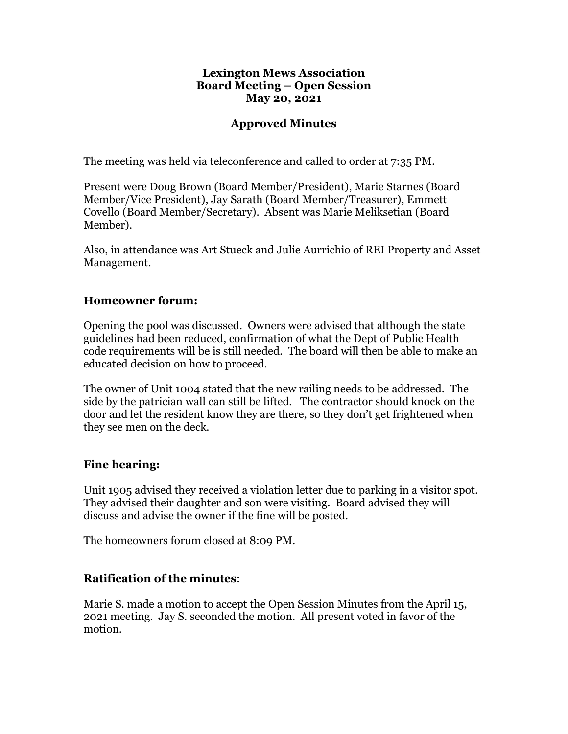**Lexington Mews Association**
**Board Meeting – Open Session**
**May 20, 2021**

**Approved Minutes**

The meeting was held via teleconference and called to order at 7:35 PM.

Present were Doug Brown (Board Member/President), Marie Starnes (Board Member/Vice President), Jay Sarath (Board Member/Treasurer), Emmett Covello (Board Member/Secretary). Absent was Marie Meliksetian (Board Member).

Also, in attendance was Art Stueck and Julie Aurrichio of REI Property and Asset Management.

## Homeowner forum:

Opening the pool was discussed. Owners were advised that although the state guidelines had been reduced, confirmation of what the Dept of Public Health code requirements will be is still needed. The board will then be able to make an educated decision on how to proceed.

The owner of Unit 1004 stated that the new railing needs to be addressed. The side by the patrician wall can still be lifted. The contractor should knock on the door and let the resident know they are there, so they don't get frightened when they see men on the deck.

## Fine hearing:

Unit 1905 advised they received a violation letter due to parking in a visitor spot. They advised their daughter and son were visiting. Board advised they will discuss and advise the owner if the fine will be posted.

The homeowners forum closed at 8:09 PM.

## Ratification of the minutes:

Marie S. made a motion to accept the Open Session Minutes from the April 15, 2021 meeting. Jay S. seconded the motion. All present voted in favor of the motion.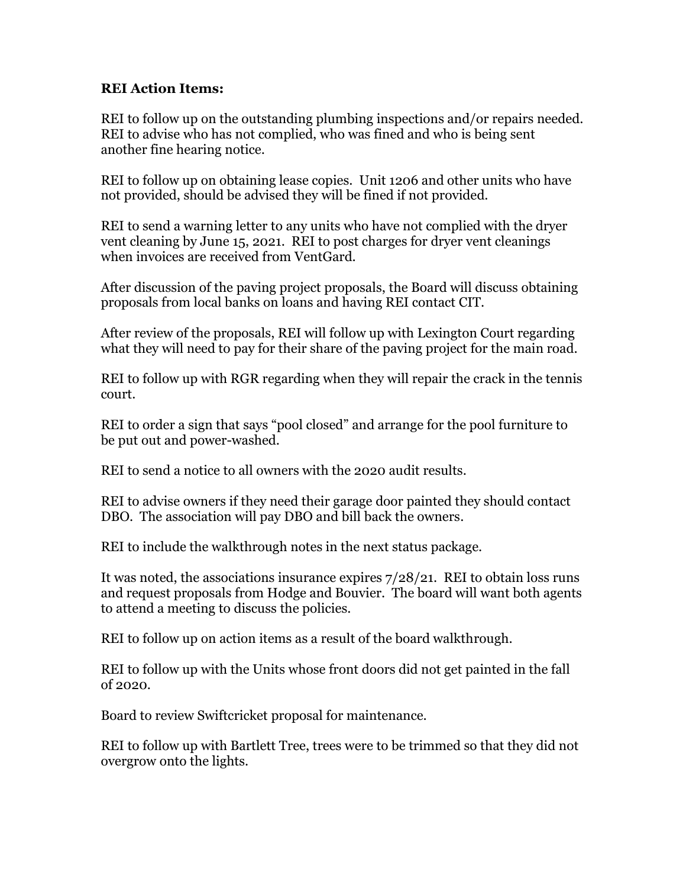**REI Action Items:**

REI to follow up on the outstanding plumbing inspections and/or repairs needed. REI to advise who has not complied, who was fined and who is being sent another fine hearing notice.

REI to follow up on obtaining lease copies. Unit 1206 and other units who have not provided, should be advised they will be fined if not provided.

REI to send a warning letter to any units who have not complied with the dryer vent cleaning by June 15, 2021. REI to post charges for dryer vent cleanings when invoices are received from VentGard.

After discussion of the paving project proposals, the Board will discuss obtaining proposals from local banks on loans and having REI contact CIT.

After review of the proposals, REI will follow up with Lexington Court regarding what they will need to pay for their share of the paving project for the main road.

REI to follow up with RGR regarding when they will repair the crack in the tennis court.

REI to order a sign that says "pool closed" and arrange for the pool furniture to be put out and power-washed.

REI to send a notice to all owners with the 2020 audit results.

REI to advise owners if they need their garage door painted they should contact DBO. The association will pay DBO and bill back the owners.

REI to include the walkthrough notes in the next status package.

It was noted, the associations insurance expires 7/28/21. REI to obtain loss runs and request proposals from Hodge and Bouvier. The board will want both agents to attend a meeting to discuss the policies.

REI to follow up on action items as a result of the board walkthrough.

REI to follow up with the Units whose front doors did not get painted in the fall of 2020.

Board to review Swiftcricket proposal for maintenance.

REI to follow up with Bartlett Tree, trees were to be trimmed so that they did not overgrow onto the lights.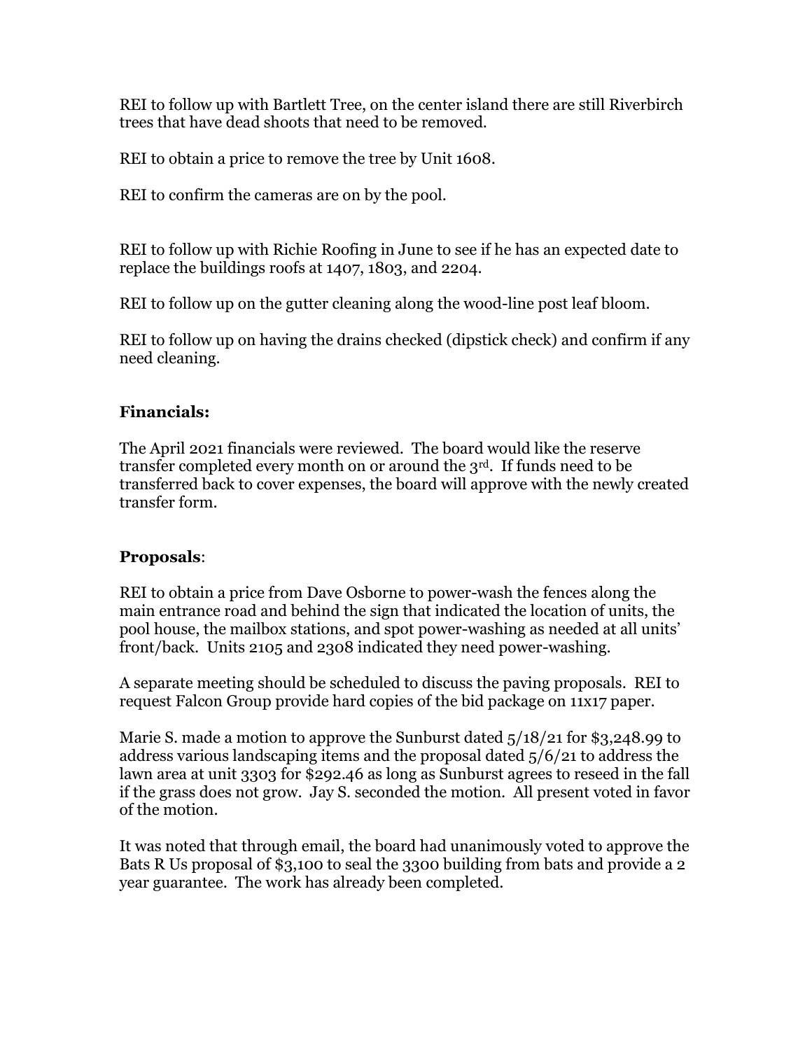REI to follow up with Bartlett Tree, on the center island there are still Riverbirch trees that have dead shoots that need to be removed.

REI to obtain a price to remove the tree by Unit 1608.

REI to confirm the cameras are on by the pool.

REI to follow up with Richie Roofing in June to see if he has an expected date to replace the buildings roofs at 1407, 1803, and 2204.

REI to follow up on the gutter cleaning along the wood-line post leaf bloom.

REI to follow up on having the drains checked (dipstick check) and confirm if any need cleaning.

**Financials:**

The April 2021 financials were reviewed. The board would like the reserve transfer completed every month on or around the 3rd. If funds need to be transferred back to cover expenses, the board will approve with the newly created transfer form.

**Proposals**:

REI to obtain a price from Dave Osborne to power-wash the fences along the main entrance road and behind the sign that indicated the location of units, the pool house, the mailbox stations, and spot power-washing as needed at all units' front/back. Units 2105 and 2308 indicated they need power-washing.

A separate meeting should be scheduled to discuss the paving proposals. REI to request Falcon Group provide hard copies of the bid package on 11x17 paper.

Marie S. made a motion to approve the Sunburst dated 5/18/21 for $3,248.99 to address various landscaping items and the proposal dated 5/6/21 to address the lawn area at unit 3303 for $292.46 as long as Sunburst agrees to reseed in the fall if the grass does not grow. Jay S. seconded the motion. All present voted in favor of the motion.

It was noted that through email, the board had unanimously voted to approve the Bats R Us proposal of $3,100 to seal the 3300 building from bats and provide a 2 year guarantee. The work has already been completed.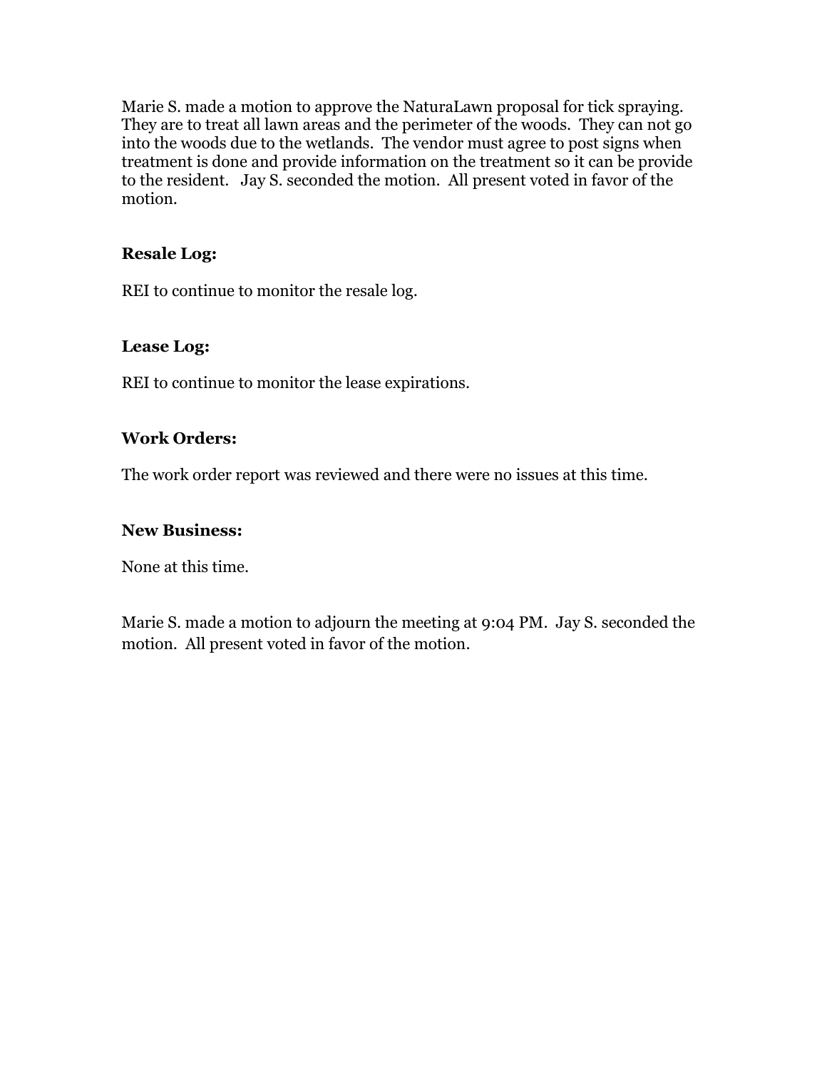Marie S. made a motion to approve the NaturaLawn proposal for tick spraying. They are to treat all lawn areas and the perimeter of the woods. They can not go into the woods due to the wetlands. The vendor must agree to post signs when treatment is done and provide information on the treatment so it can be provide to the resident. Jay S. seconded the motion. All present voted in favor of the motion.

**Resale Log:**

REI to continue to monitor the resale log.

**Lease Log:**

REI to continue to monitor the lease expirations.

**Work Orders:**

The work order report was reviewed and there were no issues at this time.

**New Business:**

None at this time.

Marie S. made a motion to adjourn the meeting at 9:04 PM. Jay S. seconded the motion. All present voted in favor of the motion.